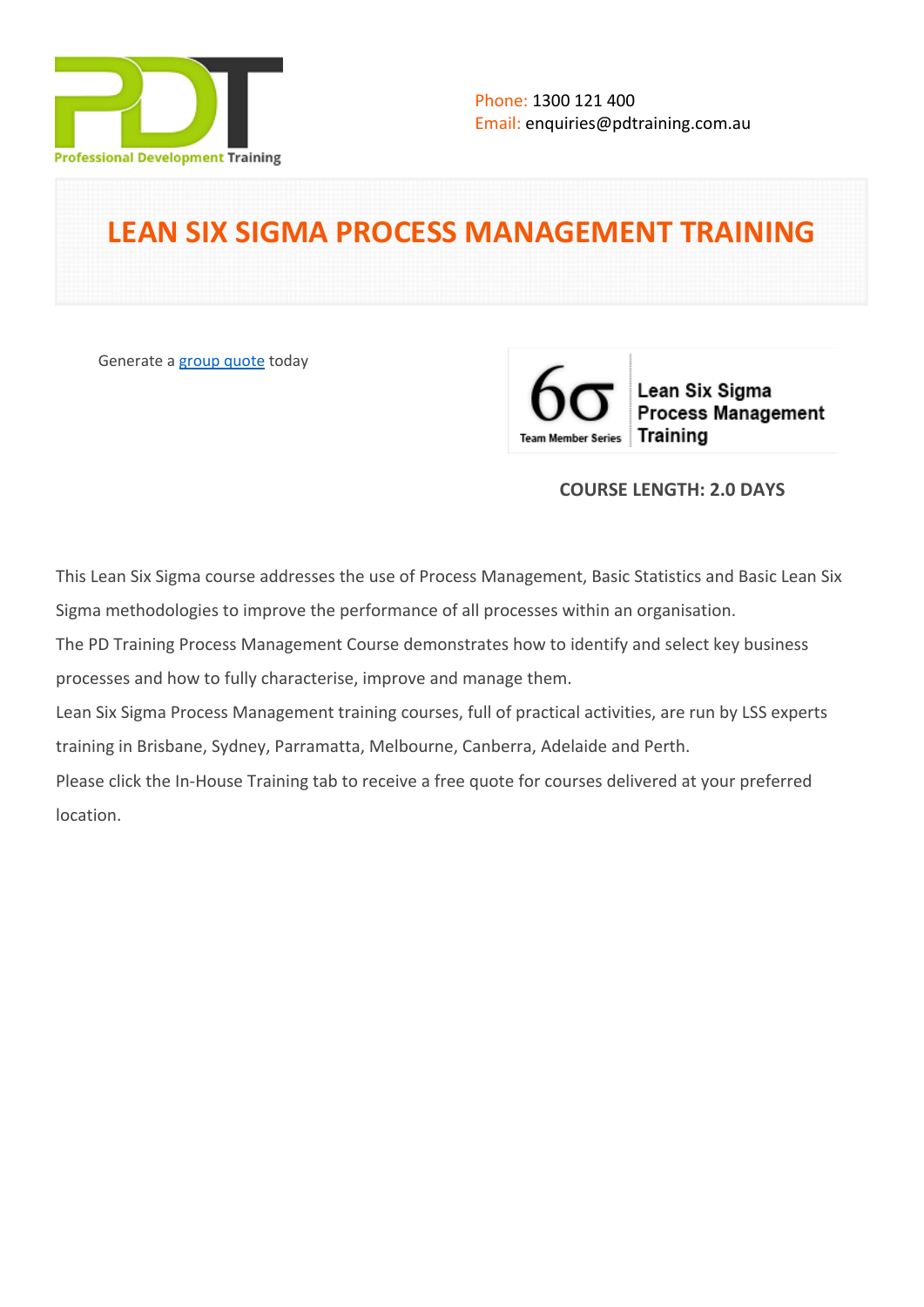Phone: 1300 121 400
Email: enquiries@pdtraining.com.au

# LEAN SIX SIGMA PROCESS MANAGEMENT TRAINING

Generate a group quote today

**COURSE LENGTH: 2.0 DAYS**

This Lean Six Sigma course addresses the use of Process Management, Basic Statistics and Basic Lean Six Sigma methodologies to improve the performance of all processes within an organisation.

The PD Training Process Management Course demonstrates how to identify and select key business processes and how to fully characterise, improve and manage them.

Lean Six Sigma Process Management training courses, full of practical activities, are run by LSS experts training in Brisbane, Sydney, Parramatta, Melbourne, Canberra, Adelaide and Perth.

Please click the In-House Training tab to receive a free quote for courses delivered at your preferred location.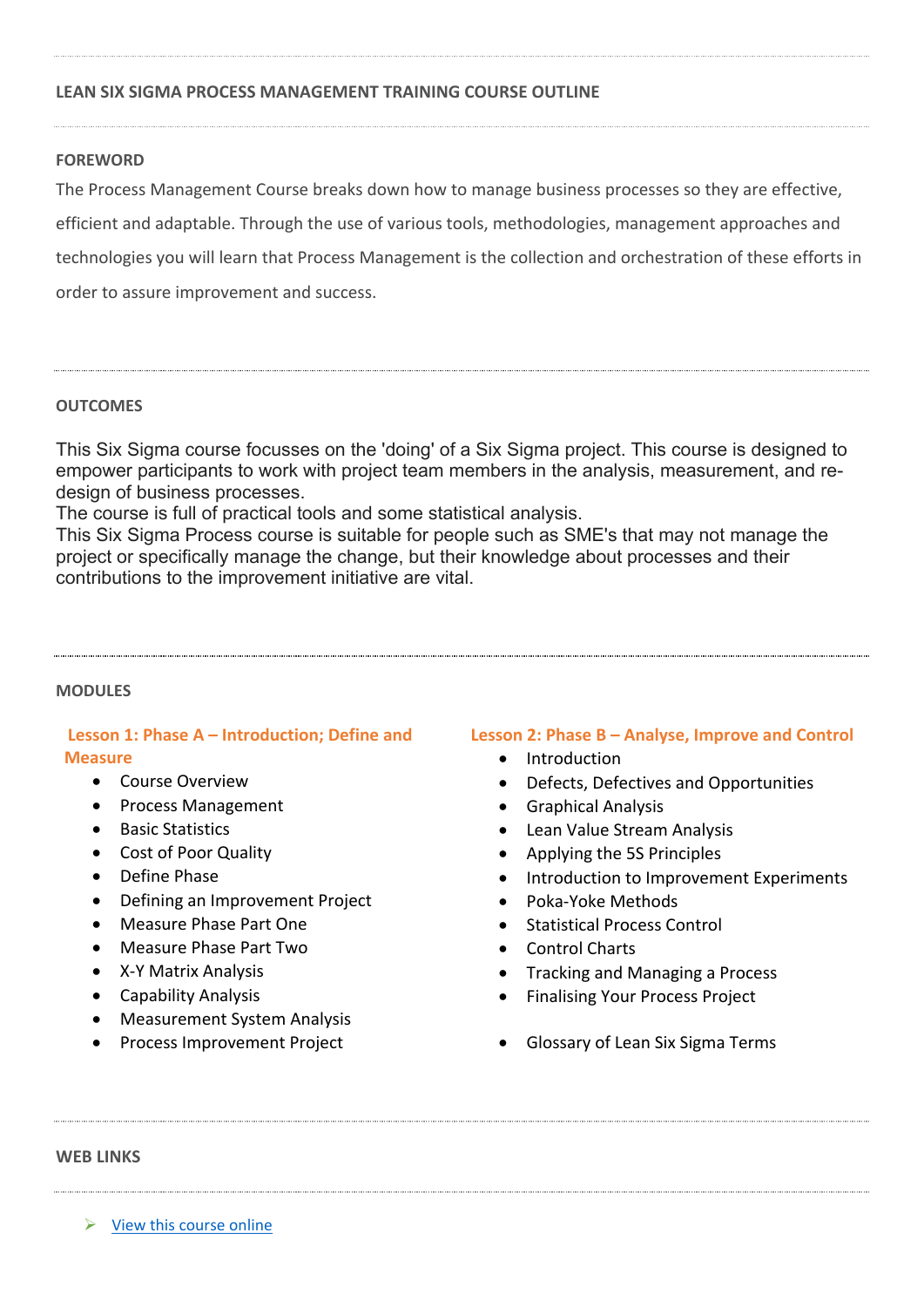## LEAN SIX SIGMA PROCESS MANAGEMENT TRAINING COURSE OUTLINE

### FOREWORD

The Process Management Course breaks down how to manage business processes so they are effective, efficient and adaptable. Through the use of various tools, methodologies, management approaches and technologies you will learn that Process Management is the collection and orchestration of these efforts in order to assure improvement and success.

### OUTCOMES

This Six Sigma course focusses on the 'doing' of a Six Sigma project. This course is designed to empower participants to work with project team members in the analysis, measurement, and re-design of business processes.
The course is full of practical tools and some statistical analysis.
This Six Sigma Process course is suitable for people such as SME's that may not manage the project or specifically manage the change, but their knowledge about processes and their contributions to the improvement initiative are vital.

### MODULES

#### Lesson 1: Phase A – Introduction; Define and Measure

- Course Overview
- Process Management
- Basic Statistics
- Cost of Poor Quality
- Define Phase
- Defining an Improvement Project
- Measure Phase Part One
- Measure Phase Part Two
- X-Y Matrix Analysis
- Capability Analysis
- Measurement System Analysis
- Process Improvement Project

#### Lesson 2: Phase B – Analyse, Improve and Control

- Introduction
- Defects, Defectives and Opportunities
- Graphical Analysis
- Lean Value Stream Analysis
- Applying the 5S Principles
- Introduction to Improvement Experiments
- Poka-Yoke Methods
- Statistical Process Control
- Control Charts
- Tracking and Managing a Process
- Finalising Your Process Project

- Glossary of Lean Six Sigma Terms

### WEB LINKS

- View this course online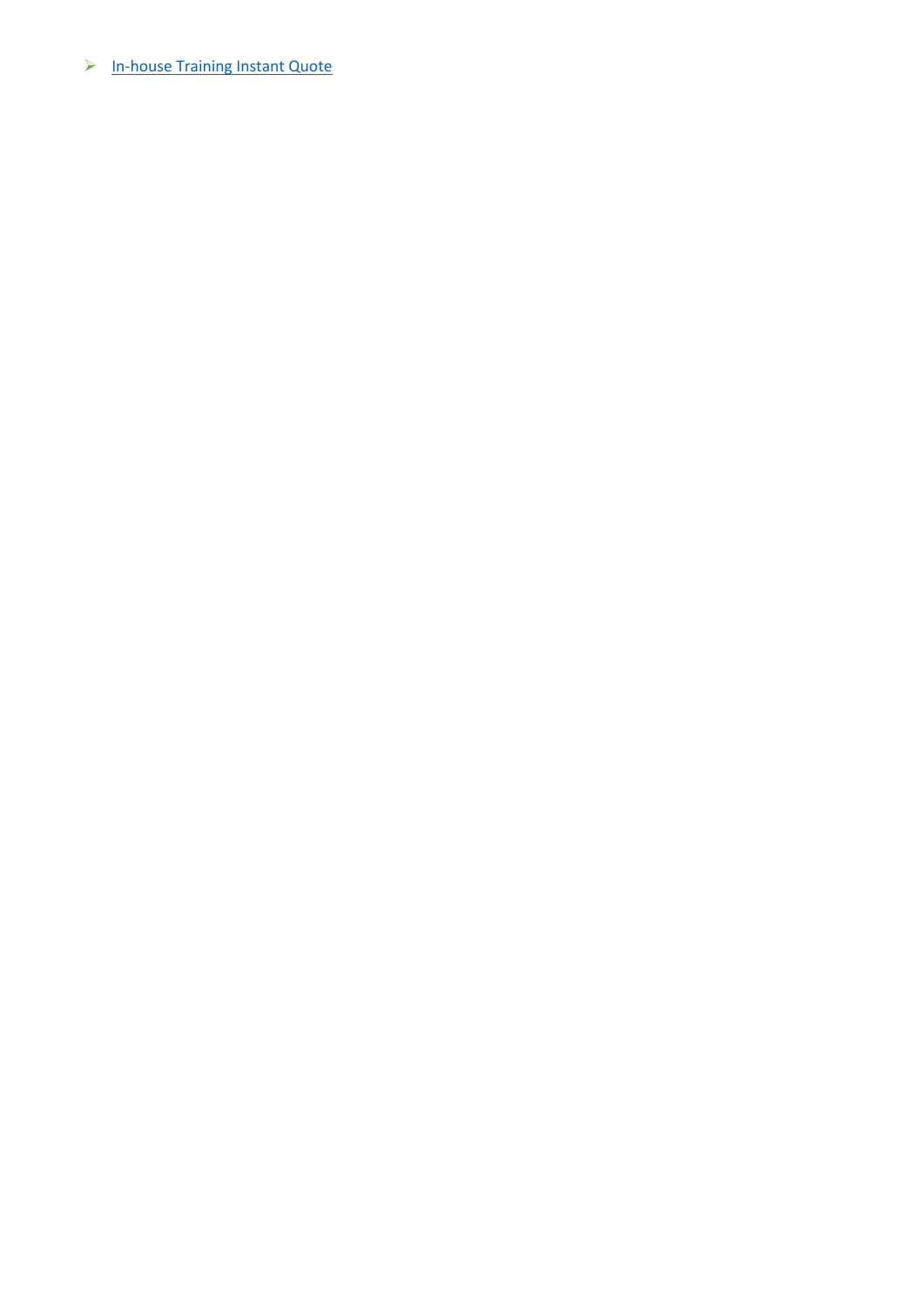- In-house Training Instant Quote